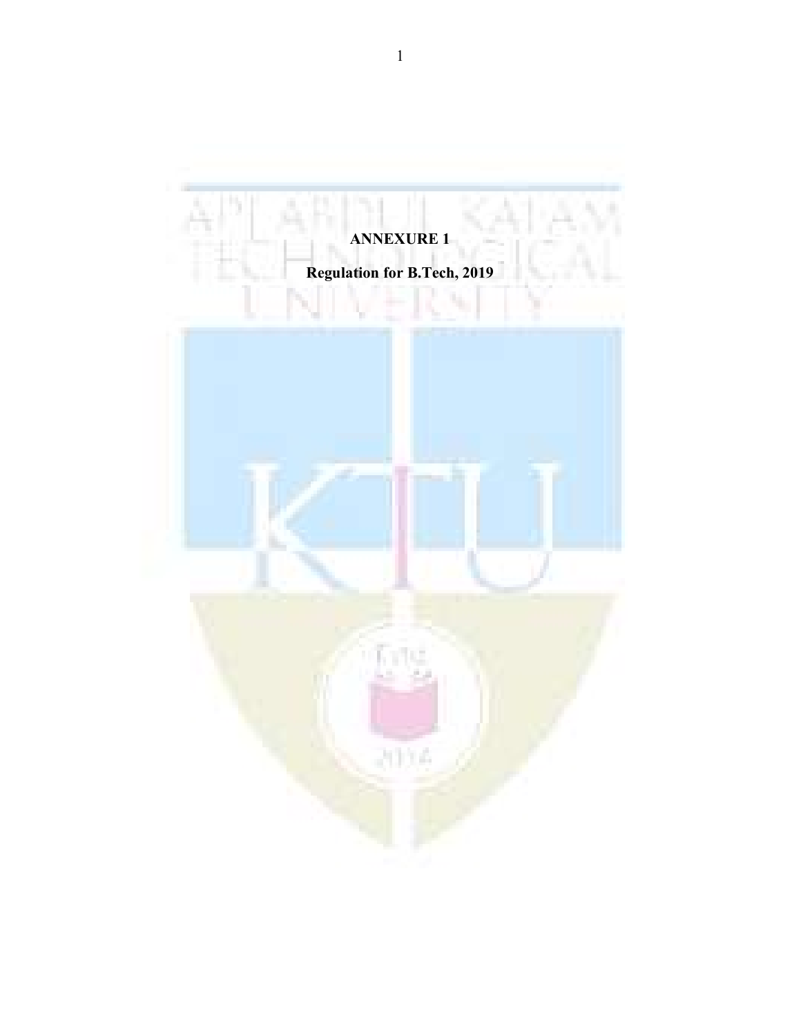# ANNEXURE 1

## Regulation for B.Tech, 2019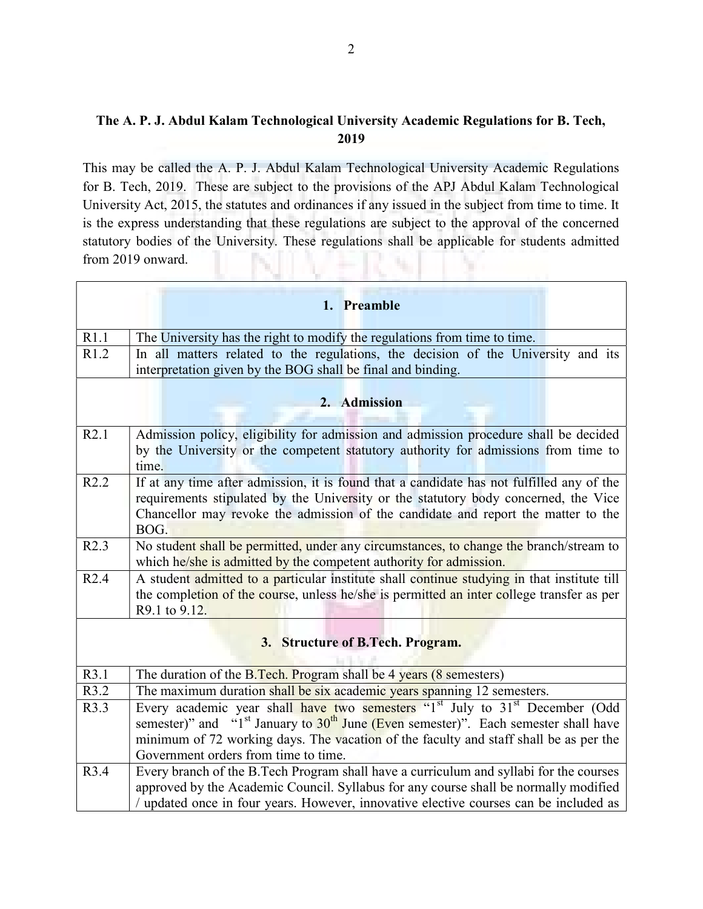**The A. P. J. Abdul Kalam Technological University Academic Regulations for B. Tech, 2019**

This may be called the A. P. J. Abdul Kalam Technological University Academic Regulations for B. Tech, 2019. These are subject to the provisions of the APJ Abdul Kalam Technological University Act, 2015, the statutes and ordinances if any issued in the subject from time to time. It is the express understanding that these regulations are subject to the approval of the concerned statutory bodies of the University. These regulations shall be applicable for students admitted from 2019 onward.

| | **1. Preamble** |
|---|---|
| R1.1 | The University has the right to modify the regulations from time to time. |
| R1.2 | In all matters related to the regulations, the decision of the University and its interpretation given by the BOG shall be final and binding. |
| | **2. Admission** |
| R2.1 | Admission policy, eligibility for admission and admission procedure shall be decided by the University or the competent statutory authority for admissions from time to time. |
| R2.2 | If at any time after admission, it is found that a candidate has not fulfilled any of the requirements stipulated by the University or the statutory body concerned, the Vice Chancellor may revoke the admission of the candidate and report the matter to the BOG. |
| R2.3 | No student shall be permitted, under any circumstances, to change the branch/stream to which he/she is admitted by the competent authority for admission. |
| R2.4 | A student admitted to a particular institute shall continue studying in that institute till the completion of the course, unless he/she is permitted an inter college transfer as per R9.1 to 9.12. |
| | **3. Structure of B.Tech. Program.** |
| R3.1 | The duration of the B.Tech. Program shall be 4 years (8 semesters) |
| R3.2 | The maximum duration shall be six academic years spanning 12 semesters. |
| R3.3 | Every academic year shall have two semesters "1st July to 31st December (Odd semester)" and "1st January to 30th June (Even semester)". Each semester shall have minimum of 72 working days. The vacation of the faculty and staff shall be as per the Government orders from time to time. |
| R3.4 | Every branch of the B.Tech Program shall have a curriculum and syllabi for the courses approved by the Academic Council. Syllabus for any course shall be normally modified / updated once in four years. However, innovative elective courses can be included as |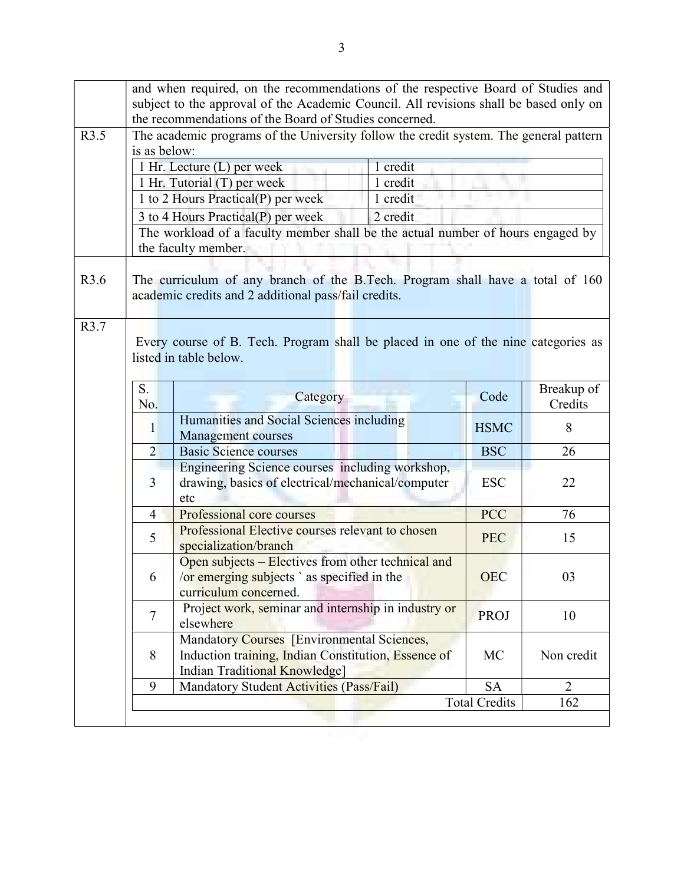and when required, on the recommendations of the respective Board of Studies and subject to the approval of the Academic Council. All revisions shall be based only on the recommendations of the Board of Studies concerned.

**R3.5** The academic programs of the University follow the credit system. The general pattern is as below:

| | |
|---|---|
| 1 Hr. Lecture (L) per week | 1 credit |
| 1 Hr. Tutorial (T) per week | 1 credit |
| 1 to 2 Hours Practical(P) per week | 1 credit |
| 3 to 4 Hours Practical(P) per week | 2 credit |
| The workload of a faculty member shall be the actual number of hours engaged by the faculty member. | |

**R3.6** The curriculum of any branch of the B.Tech. Program shall have a total of 160 academic credits and 2 additional pass/fail credits.

**R3.7** Every course of B. Tech. Program shall be placed in one of the nine categories as listed in table below.

| S. No. | Category | Code | Breakup of Credits |
|---|---|---|---|
| 1 | Humanities and Social Sciences including Management courses | HSMC | 8 |
| 2 | Basic Science courses | BSC | 26 |
| 3 | Engineering Science courses including workshop, drawing, basics of electrical/mechanical/computer etc | ESC | 22 |
| 4 | Professional core courses | PCC | 76 |
| 5 | Professional Elective courses relevant to chosen specialization/branch | PEC | 15 |
| 6 | Open subjects – Electives from other technical and /or emerging subjects ` as specified in the curriculum concerned. | OEC | 03 |
| 7 | Project work, seminar and internship in industry or elsewhere | PROJ | 10 |
| 8 | Mandatory Courses [Environmental Sciences, Induction training, Indian Constitution, Essence of Indian Traditional Knowledge] | MC | Non credit |
| 9 | Mandatory Student Activities (Pass/Fail) | SA | 2 |
| | | Total Credits | 162 |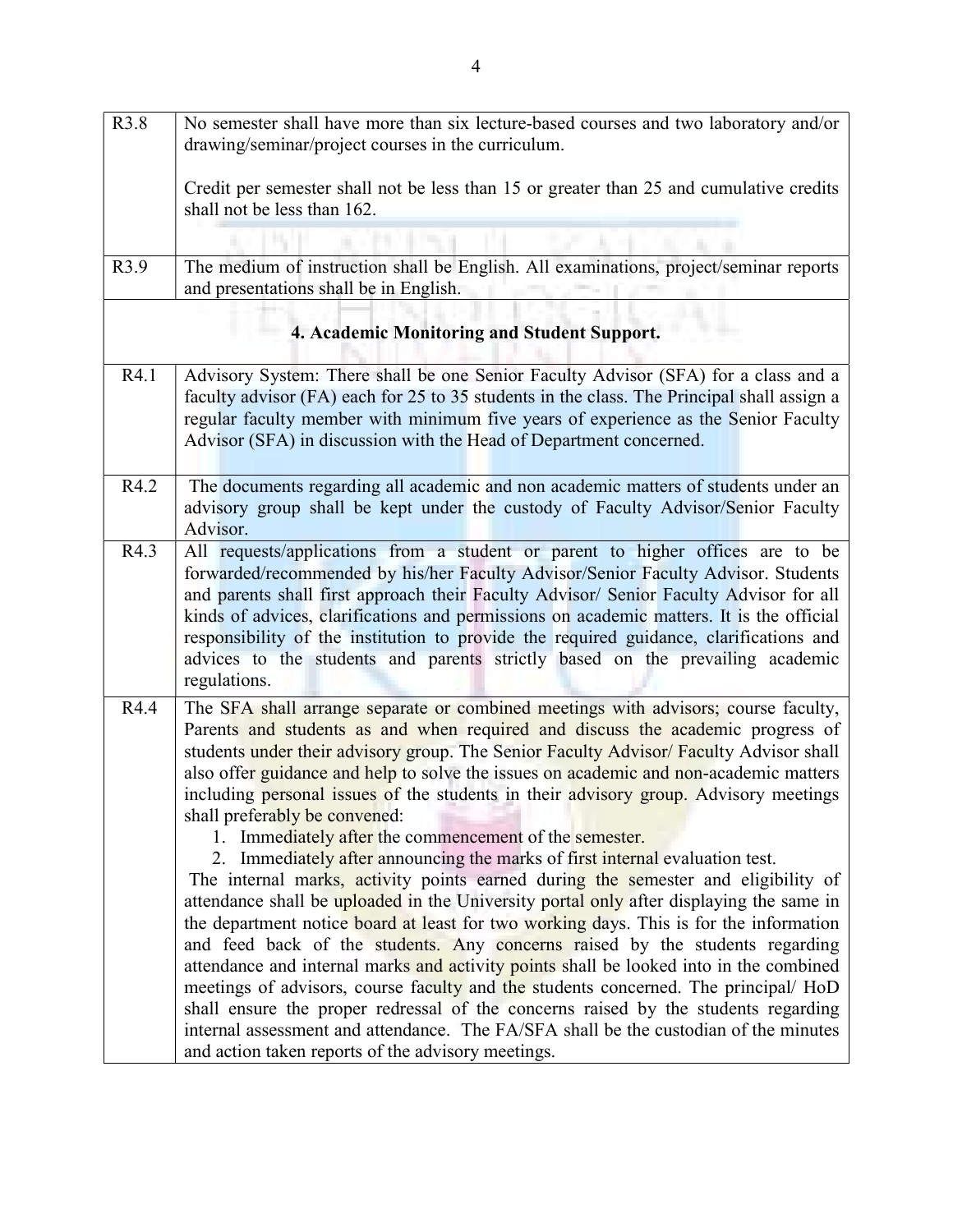| | |
|---|---|
| R3.8 | No semester shall have more than six lecture-based courses and two laboratory and/or drawing/seminar/project courses in the curriculum.<br><br>Credit per semester shall not be less than 15 or greater than 25 and cumulative credits shall not be less than 162. |
| R3.9 | The medium of instruction shall be English. All examinations, project/seminar reports and presentations shall be in English. |
| **4. Academic Monitoring and Student Support.** | |
| R4.1 | Advisory System: There shall be one Senior Faculty Advisor (SFA) for a class and a faculty advisor (FA) each for 25 to 35 students in the class. The Principal shall assign a regular faculty member with minimum five years of experience as the Senior Faculty Advisor (SFA) in discussion with the Head of Department concerned. |
| R4.2 | The documents regarding all academic and non academic matters of students under an advisory group shall be kept under the custody of Faculty Advisor/Senior Faculty Advisor. |
| R4.3 | All requests/applications from a student or parent to higher offices are to be forwarded/recommended by his/her Faculty Advisor/Senior Faculty Advisor. Students and parents shall first approach their Faculty Advisor/ Senior Faculty Advisor for all kinds of advices, clarifications and permissions on academic matters. It is the official responsibility of the institution to provide the required guidance, clarifications and advices to the students and parents strictly based on the prevailing academic regulations. |
| R4.4 | The SFA shall arrange separate or combined meetings with advisors; course faculty, Parents and students as and when required and discuss the academic progress of students under their advisory group. The Senior Faculty Advisor/ Faculty Advisor shall also offer guidance and help to solve the issues on academic and non-academic matters including personal issues of the students in their advisory group. Advisory meetings shall preferably be convened:<br>1. Immediately after the commencement of the semester.<br>2. Immediately after announcing the marks of first internal evaluation test.<br>The internal marks, activity points earned during the semester and eligibility of attendance shall be uploaded in the University portal only after displaying the same in the department notice board at least for two working days. This is for the information and feed back of the students. Any concerns raised by the students regarding attendance and internal marks and activity points shall be looked into in the combined meetings of advisors, course faculty and the students concerned. The principal/ HoD shall ensure the proper redressal of the concerns raised by the students regarding internal assessment and attendance. The FA/SFA shall be the custodian of the minutes and action taken reports of the advisory meetings. |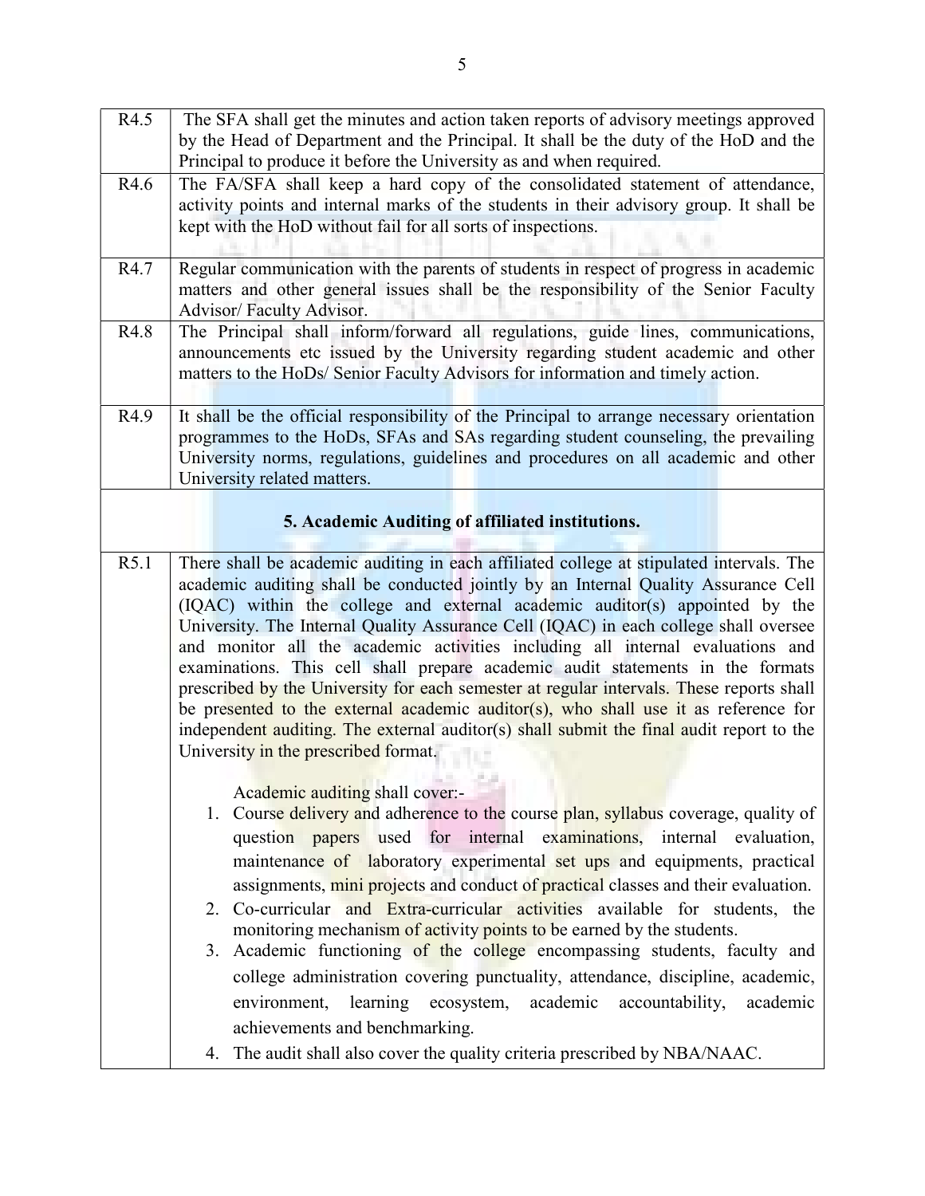| | |
|---|---|
| R4.5 | The SFA shall get the minutes and action taken reports of advisory meetings approved by the Head of Department and the Principal. It shall be the duty of the HoD and the Principal to produce it before the University as and when required. |
| R4.6 | The FA/SFA shall keep a hard copy of the consolidated statement of attendance, activity points and internal marks of the students in their advisory group. It shall be kept with the HoD without fail for all sorts of inspections. |
| R4.7 | Regular communication with the parents of students in respect of progress in academic matters and other general issues shall be the responsibility of the Senior Faculty Advisor/ Faculty Advisor. |
| R4.8 | The Principal shall inform/forward all regulations, guide lines, communications, announcements etc issued by the University regarding student academic and other matters to the HoDs/ Senior Faculty Advisors for information and timely action. |
| R4.9 | It shall be the official responsibility of the Principal to arrange necessary orientation programmes to the HoDs, SFAs and SAs regarding student counseling, the prevailing University norms, regulations, guidelines and procedures on all academic and other University related matters. |
| | **5. Academic Auditing of affiliated institutions.** |
| R5.1 | There shall be academic auditing in each affiliated college at stipulated intervals. The academic auditing shall be conducted jointly by an Internal Quality Assurance Cell (IQAC) within the college and external academic auditor(s) appointed by the University. The Internal Quality Assurance Cell (IQAC) in each college shall oversee and monitor all the academic activities including all internal evaluations and examinations. This cell shall prepare academic audit statements in the formats prescribed by the University for each semester at regular intervals. These reports shall be presented to the external academic auditor(s), who shall use it as reference for independent auditing. The external auditor(s) shall submit the final audit report to the University in the prescribed format.<br><br>Academic auditing shall cover:-<br>1. Course delivery and adherence to the course plan, syllabus coverage, quality of question papers used for internal examinations, internal evaluation, maintenance of laboratory experimental set ups and equipments, practical assignments, mini projects and conduct of practical classes and their evaluation.<br>2. Co-curricular and Extra-curricular activities available for students, the monitoring mechanism of activity points to be earned by the students.<br>3. Academic functioning of the college encompassing students, faculty and college administration covering punctuality, attendance, discipline, academic, environment, learning ecosystem, academic accountability, academic achievements and benchmarking.<br>4. The audit shall also cover the quality criteria prescribed by NBA/NAAC. |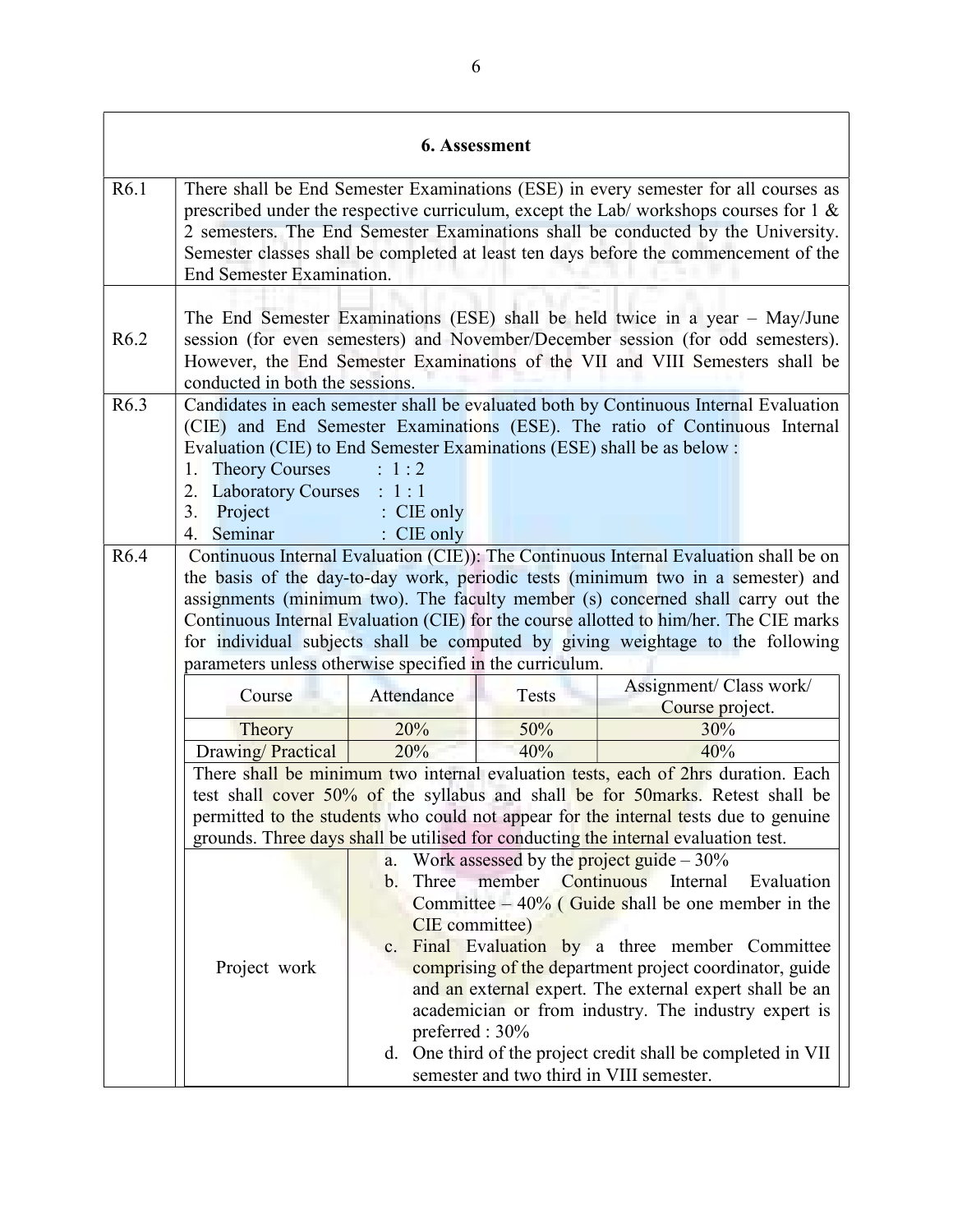## 6. Assessment

**R6.1** There shall be End Semester Examinations (ESE) in every semester for all courses as prescribed under the respective curriculum, except the Lab/ workshops courses for 1 & 2 semesters. The End Semester Examinations shall be conducted by the University. Semester classes shall be completed at least ten days before the commencement of the End Semester Examination.

**R6.2** The End Semester Examinations (ESE) shall be held twice in a year – May/June session (for even semesters) and November/December session (for odd semesters). However, the End Semester Examinations of the VII and VIII Semesters shall be conducted in both the sessions.

**R6.3** Candidates in each semester shall be evaluated both by Continuous Internal Evaluation (CIE) and End Semester Examinations (ESE). The ratio of Continuous Internal Evaluation (CIE) to End Semester Examinations (ESE) shall be as below :

1. Theory Courses : 1 : 2
2. Laboratory Courses : 1 : 1
3. Project : CIE only
4. Seminar : CIE only

**R6.4** Continuous Internal Evaluation (CIE)): The Continuous Internal Evaluation shall be on the basis of the day-to-day work, periodic tests (minimum two in a semester) and assignments (minimum two). The faculty member (s) concerned shall carry out the Continuous Internal Evaluation (CIE) for the course allotted to him/her. The CIE marks for individual subjects shall be computed by giving weightage to the following parameters unless otherwise specified in the curriculum.

| Course | Attendance | Tests | Assignment/ Class work/ Course project. |
|---|---|---|---|
| Theory | 20% | 50% | 30% |
| Drawing/ Practical | 20% | 40% | 40% |

There shall be minimum two internal evaluation tests, each of 2hrs duration. Each test shall cover 50% of the syllabus and shall be for 50marks. Retest shall be permitted to the students who could not appear for the internal tests due to genuine grounds. Three days shall be utilised for conducting the internal evaluation test.

**Project work**

a. Work assessed by the project guide – 30%
b. Three member Continuous Internal Evaluation Committee – 40% ( Guide shall be one member in the CIE committee)
c. Final Evaluation by a three member Committee comprising of the department project coordinator, guide and an external expert. The external expert shall be an academician or from industry. The industry expert is preferred : 30%
d. One third of the project credit shall be completed in VII semester and two third in VIII semester.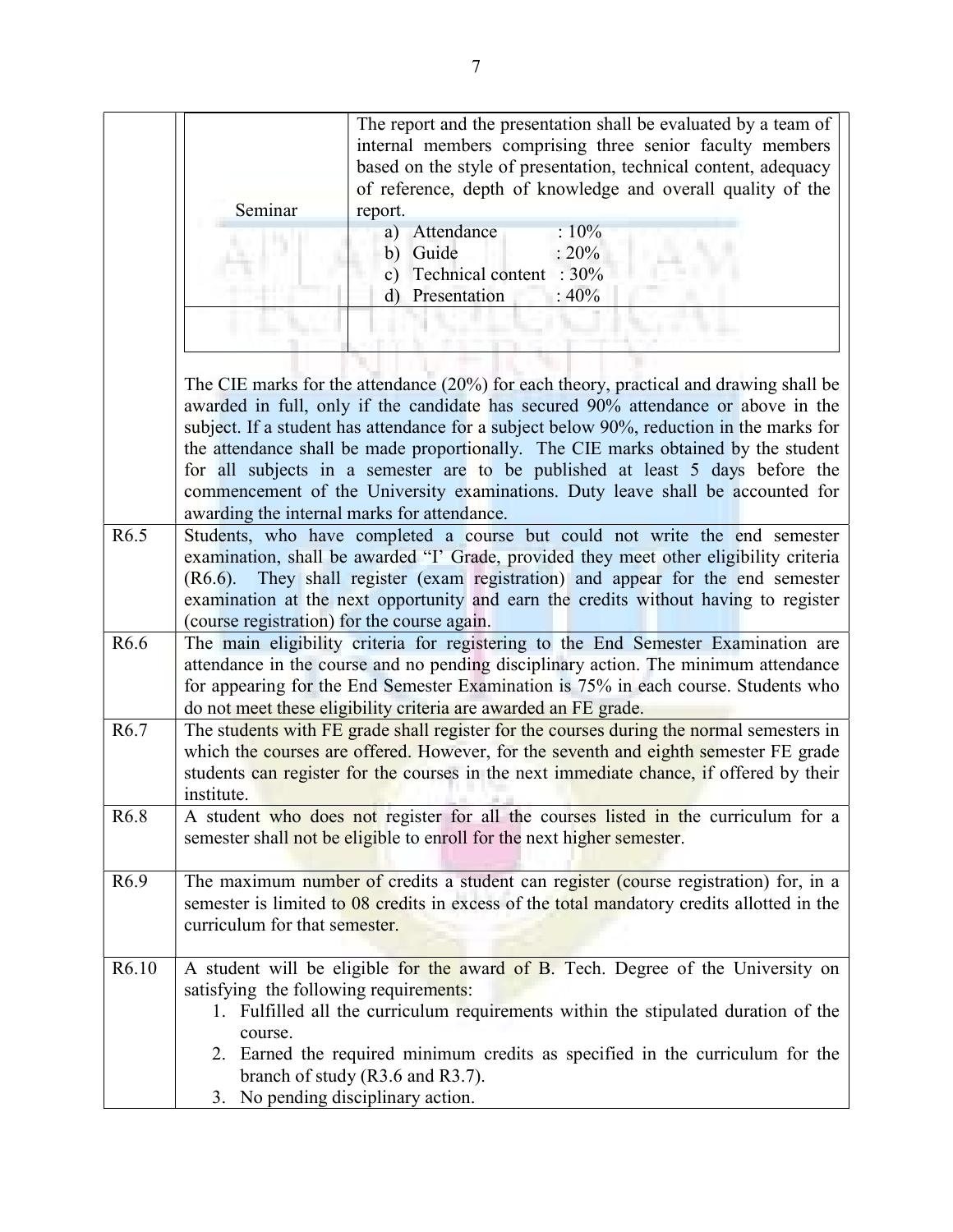| | |
|---|---|
| | Seminar: The report and the presentation shall be evaluated by a team of internal members comprising three senior faculty members based on the style of presentation, technical content, adequacy of reference, depth of knowledge and overall quality of the report.<br>a) Attendance : 10%<br>b) Guide : 20%<br>c) Technical content : 30%<br>d) Presentation : 40%<br><br>The CIE marks for the attendance (20%) for each theory, practical and drawing shall be awarded in full, only if the candidate has secured 90% attendance or above in the subject. If a student has attendance for a subject below 90%, reduction in the marks for the attendance shall be made proportionally. The CIE marks obtained by the student for all subjects in a semester are to be published at least 5 days before the commencement of the University examinations. Duty leave shall be accounted for awarding the internal marks for attendance. |
| R6.5 | Students, who have completed a course but could not write the end semester examination, shall be awarded "I' Grade, provided they meet other eligibility criteria (R6.6). They shall register (exam registration) and appear for the end semester examination at the next opportunity and earn the credits without having to register (course registration) for the course again. |
| R6.6 | The main eligibility criteria for registering to the End Semester Examination are attendance in the course and no pending disciplinary action. The minimum attendance for appearing for the End Semester Examination is 75% in each course. Students who do not meet these eligibility criteria are awarded an FE grade. |
| R6.7 | The students with FE grade shall register for the courses during the normal semesters in which the courses are offered. However, for the seventh and eighth semester FE grade students can register for the courses in the next immediate chance, if offered by their institute. |
| R6.8 | A student who does not register for all the courses listed in the curriculum for a semester shall not be eligible to enroll for the next higher semester. |
| R6.9 | The maximum number of credits a student can register (course registration) for, in a semester is limited to 08 credits in excess of the total mandatory credits allotted in the curriculum for that semester. |
| R6.10 | A student will be eligible for the award of B. Tech. Degree of the University on satisfying the following requirements:<br>1. Fulfilled all the curriculum requirements within the stipulated duration of the course.<br>2. Earned the required minimum credits as specified in the curriculum for the branch of study (R3.6 and R3.7).<br>3. No pending disciplinary action. |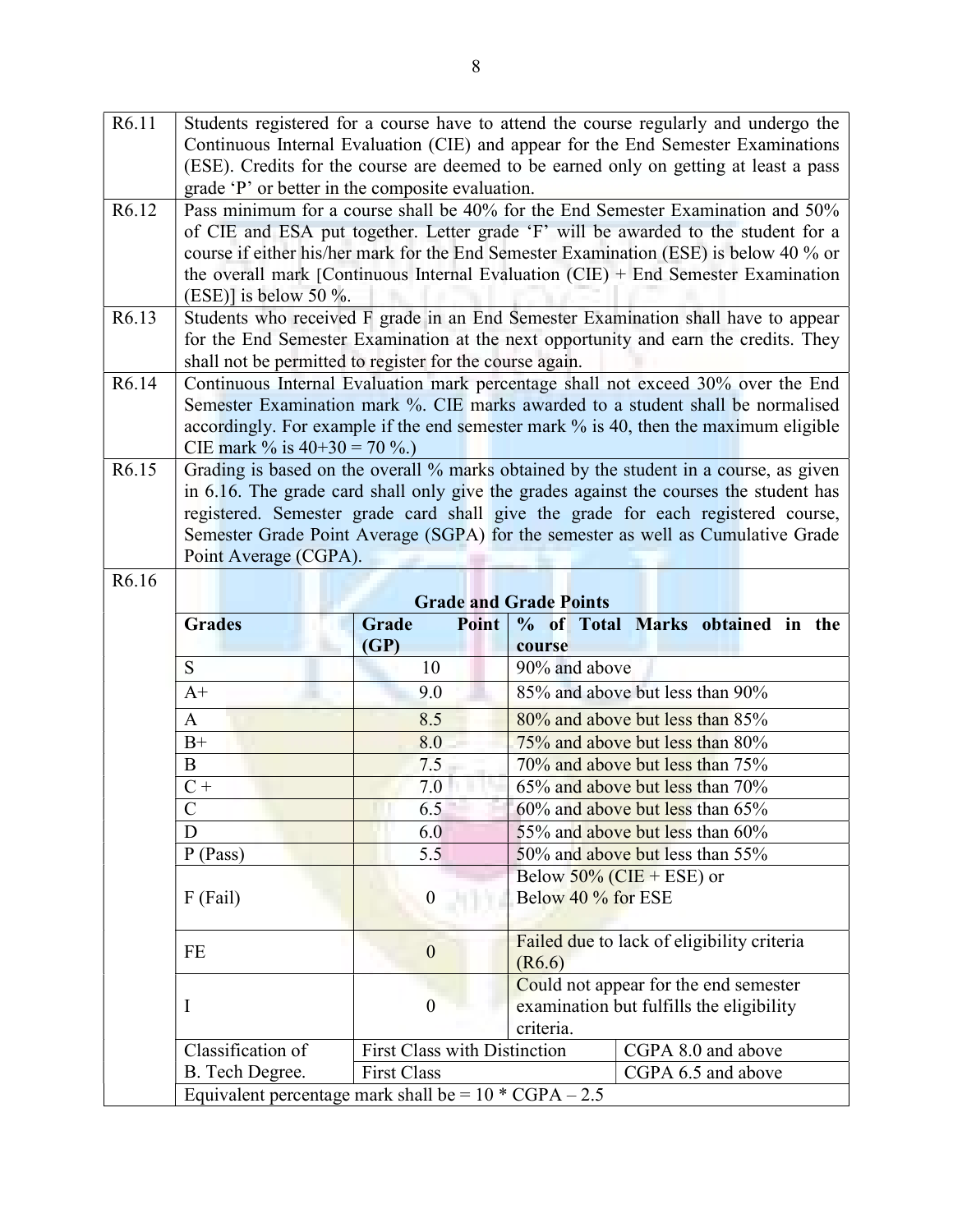| | |
|---|---|
| R6.11 | Students registered for a course have to attend the course regularly and undergo the Continuous Internal Evaluation (CIE) and appear for the End Semester Examinations (ESE). Credits for the course are deemed to be earned only on getting at least a pass grade 'P' or better in the composite evaluation. |
| R6.12 | Pass minimum for a course shall be 40% for the End Semester Examination and 50% of CIE and ESA put together. Letter grade 'F' will be awarded to the student for a course if either his/her mark for the End Semester Examination (ESE) is below 40 % or the overall mark [Continuous Internal Evaluation (CIE) + End Semester Examination (ESE)] is below 50 %. |
| R6.13 | Students who received F grade in an End Semester Examination shall have to appear for the End Semester Examination at the next opportunity and earn the credits. They shall not be permitted to register for the course again. |
| R6.14 | Continuous Internal Evaluation mark percentage shall not exceed 30% over the End Semester Examination mark %. CIE marks awarded to a student shall be normalised accordingly. For example if the end semester mark % is 40, then the maximum eligible CIE mark % is 40+30 = 70 %.) |
| R6.15 | Grading is based on the overall % marks obtained by the student in a course, as given in 6.16. The grade card shall only give the grades against the courses the student has registered. Semester grade card shall give the grade for each registered course, Semester Grade Point Average (SGPA) for the semester as well as Cumulative Grade Point Average (CGPA). |
| R6.16 | |

**Grade and Grade Points**

| Grades | Grade Point (GP) | % of Total Marks obtained in the course | |
|---|---|---|---|
| S | 10 | 90% and above | |
| A+ | 9.0 | 85% and above but less than 90% | |
| A | 8.5 | 80% and above but less than 85% | |
| B+ | 8.0 | 75% and above but less than 80% | |
| B | 7.5 | 70% and above but less than 75% | |
| C + | 7.0 | 65% and above but less than 70% | |
| C | 6.5 | 60% and above but less than 65% | |
| D | 6.0 | 55% and above but less than 60% | |
| P (Pass) | 5.5 | 50% and above but less than 55% | |
| F (Fail) | 0 | Below 50% (CIE + ESE) or Below 40 % for ESE | |
| FE | 0 | Failed due to lack of eligibility criteria (R6.6) | |
| I | 0 | Could not appear for the end semester examination but fulfills the eligibility criteria. | |
| Classification of B. Tech Degree. | First Class with Distinction | | CGPA 8.0 and above |
| | First Class | | CGPA 6.5 and above |
| Equivalent percentage mark shall be = 10 * CGPA – 2.5 | | | |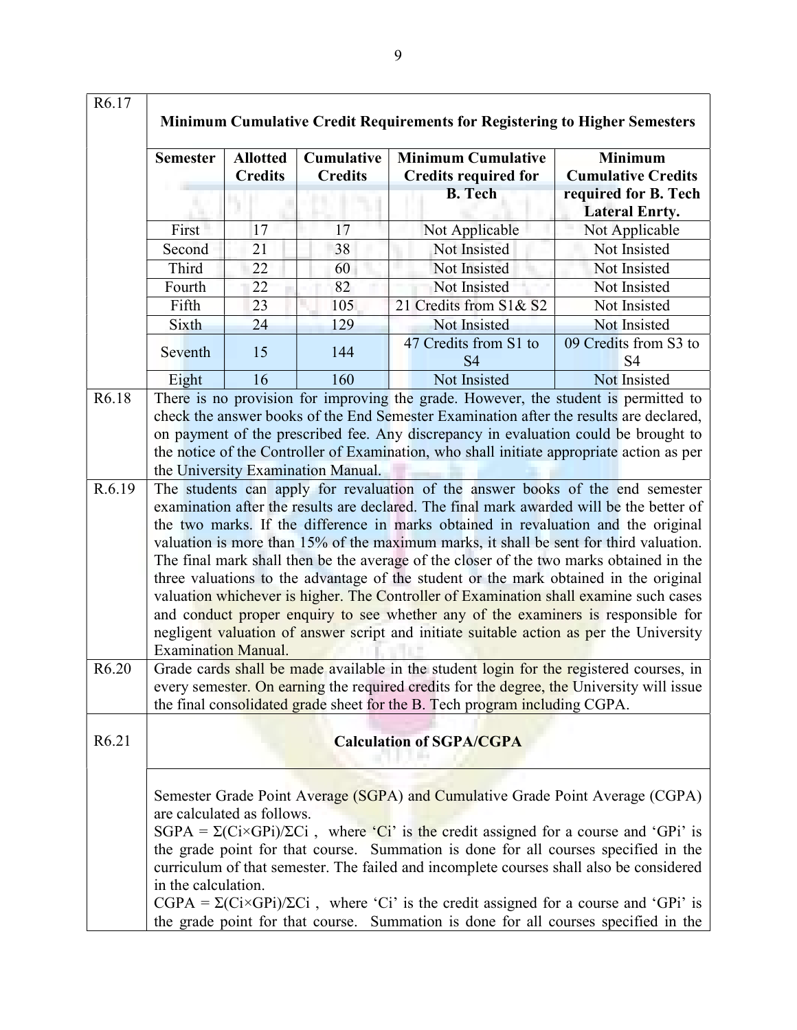R6.17

**Minimum Cumulative Credit Requirements for Registering to Higher Semesters**

| Semester | Allotted Credits | Cumulative Credits | Minimum Cumulative Credits required for B. Tech | Minimum Cumulative Credits required for B. Tech Lateral Enrty. |
|---|---|---|---|---|
| First | 17 | 17 | Not Applicable | Not Applicable |
| Second | 21 | 38 | Not Insisted | Not Insisted |
| Third | 22 | 60 | Not Insisted | Not Insisted |
| Fourth | 22 | 82 | Not Insisted | Not Insisted |
| Fifth | 23 | 105 | 21 Credits from S1& S2 | Not Insisted |
| Sixth | 24 | 129 | Not Insisted | Not Insisted |
| Seventh | 15 | 144 | 47 Credits from S1 to S4 | 09 Credits from S3 to S4 |
| Eight | 16 | 160 | Not Insisted | Not Insisted |

R6.18 There is no provision for improving the grade. However, the student is permitted to check the answer books of the End Semester Examination after the results are declared, on payment of the prescribed fee. Any discrepancy in evaluation could be brought to the notice of the Controller of Examination, who shall initiate appropriate action as per the University Examination Manual.

R.6.19 The students can apply for revaluation of the answer books of the end semester examination after the results are declared. The final mark awarded will be the better of the two marks. If the difference in marks obtained in revaluation and the original valuation is more than 15% of the maximum marks, it shall be sent for third valuation. The final mark shall then be the average of the closer of the two marks obtained in the three valuations to the advantage of the student or the mark obtained in the original valuation whichever is higher. The Controller of Examination shall examine such cases and conduct proper enquiry to see whether any of the examiners is responsible for negligent valuation of answer script and initiate suitable action as per the University Examination Manual.

R6.20 Grade cards shall be made available in the student login for the registered courses, in every semester. On earning the required credits for the degree, the University will issue the final consolidated grade sheet for the B. Tech program including CGPA.

R6.21

**Calculation of SGPA/CGPA**

Semester Grade Point Average (SGPA) and Cumulative Grade Point Average (CGPA) are calculated as follows.

$SGPA = \Sigma(C_i \times GP_i)/\Sigma C_i$ , where '$C_i$' is the credit assigned for a course and '$GP_i$' is the grade point for that course. Summation is done for all courses specified in the curriculum of that semester. The failed and incomplete courses shall also be considered in the calculation.

$CGPA = \Sigma(C_i \times GP_i)/\Sigma C_i$ , where '$C_i$' is the credit assigned for a course and '$GP_i$' is the grade point for that course. Summation is done for all courses specified in the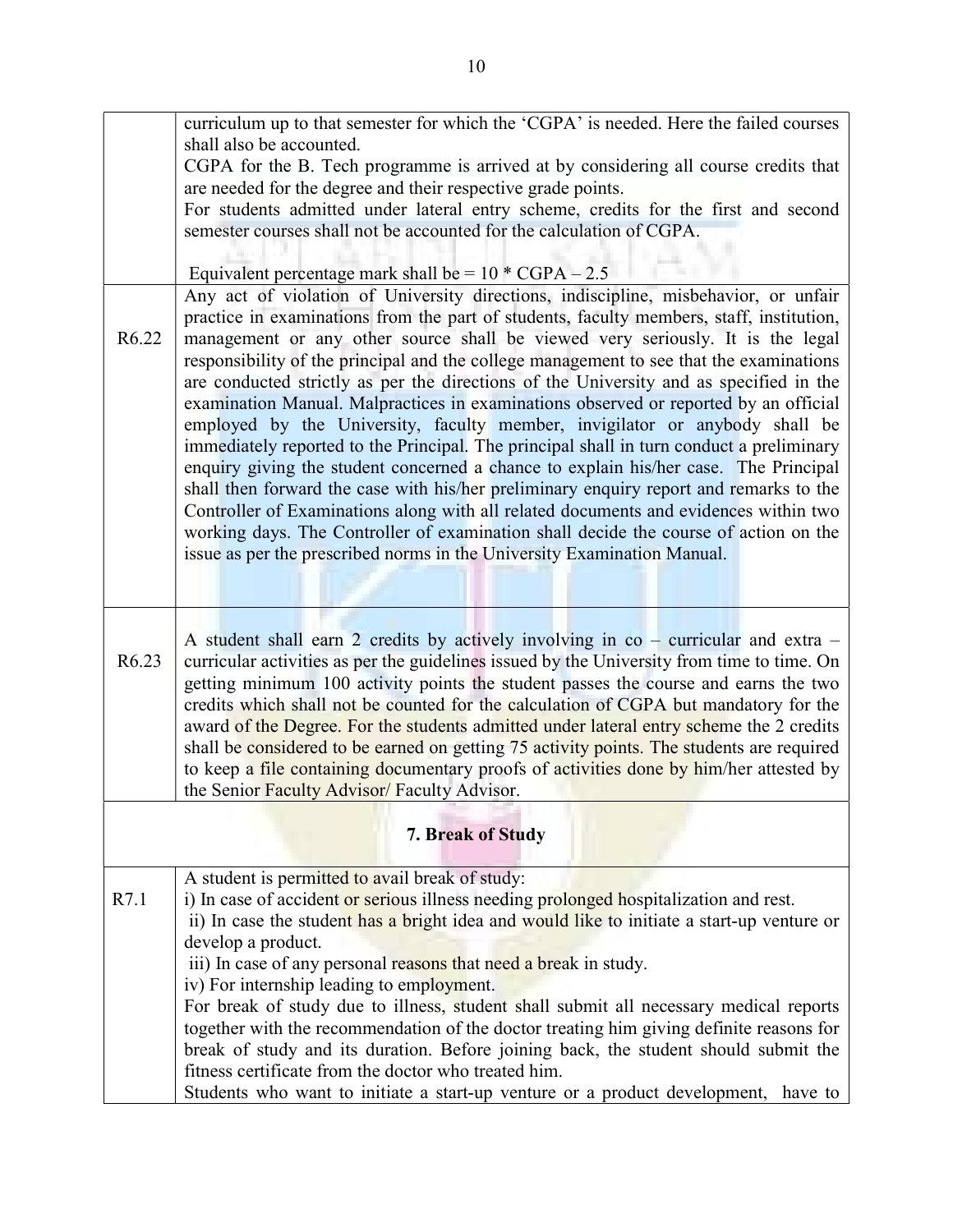| | |
|---|---|
| | curriculum up to that semester for which the 'CGPA' is needed. Here the failed courses shall also be accounted.<br>CGPA for the B. Tech programme is arrived at by considering all course credits that are needed for the degree and their respective grade points.<br>For students admitted under lateral entry scheme, credits for the first and second semester courses shall not be accounted for the calculation of CGPA.<br><br>Equivalent percentage mark shall be = $10 * CGPA – 2.5$ |
| R6.22 | Any act of violation of University directions, indiscipline, misbehavior, or unfair practice in examinations from the part of students, faculty members, staff, institution, management or any other source shall be viewed very seriously. It is the legal responsibility of the principal and the college management to see that the examinations are conducted strictly as per the directions of the University and as specified in the examination Manual. Malpractices in examinations observed or reported by an official employed by the University, faculty member, invigilator or anybody shall be immediately reported to the Principal. The principal shall in turn conduct a preliminary enquiry giving the student concerned a chance to explain his/her case. The Principal shall then forward the case with his/her preliminary enquiry report and remarks to the Controller of Examinations along with all related documents and evidences within two working days. The Controller of examination shall decide the course of action on the issue as per the prescribed norms in the University Examination Manual. |
| R6.23 | A student shall earn 2 credits by actively involving in co – curricular and extra – curricular activities as per the guidelines issued by the University from time to time. On getting minimum 100 activity points the student passes the course and earns the two credits which shall not be counted for the calculation of CGPA but mandatory for the award of the Degree. For the students admitted under lateral entry scheme the 2 credits shall be considered to be earned on getting 75 activity points. The students are required to keep a file containing documentary proofs of activities done by him/her attested by the Senior Faculty Advisor/ Faculty Advisor. |
| | **7. Break of Study** |
| R7.1 | A student is permitted to avail break of study:<br>i) In case of accident or serious illness needing prolonged hospitalization and rest.<br>ii) In case the student has a bright idea and would like to initiate a start-up venture or develop a product.<br>iii) In case of any personal reasons that need a break in study.<br>iv) For internship leading to employment.<br>For break of study due to illness, student shall submit all necessary medical reports together with the recommendation of the doctor treating him giving definite reasons for break of study and its duration. Before joining back, the student should submit the fitness certificate from the doctor who treated him.<br>Students who want to initiate a start-up venture or a product development, have to |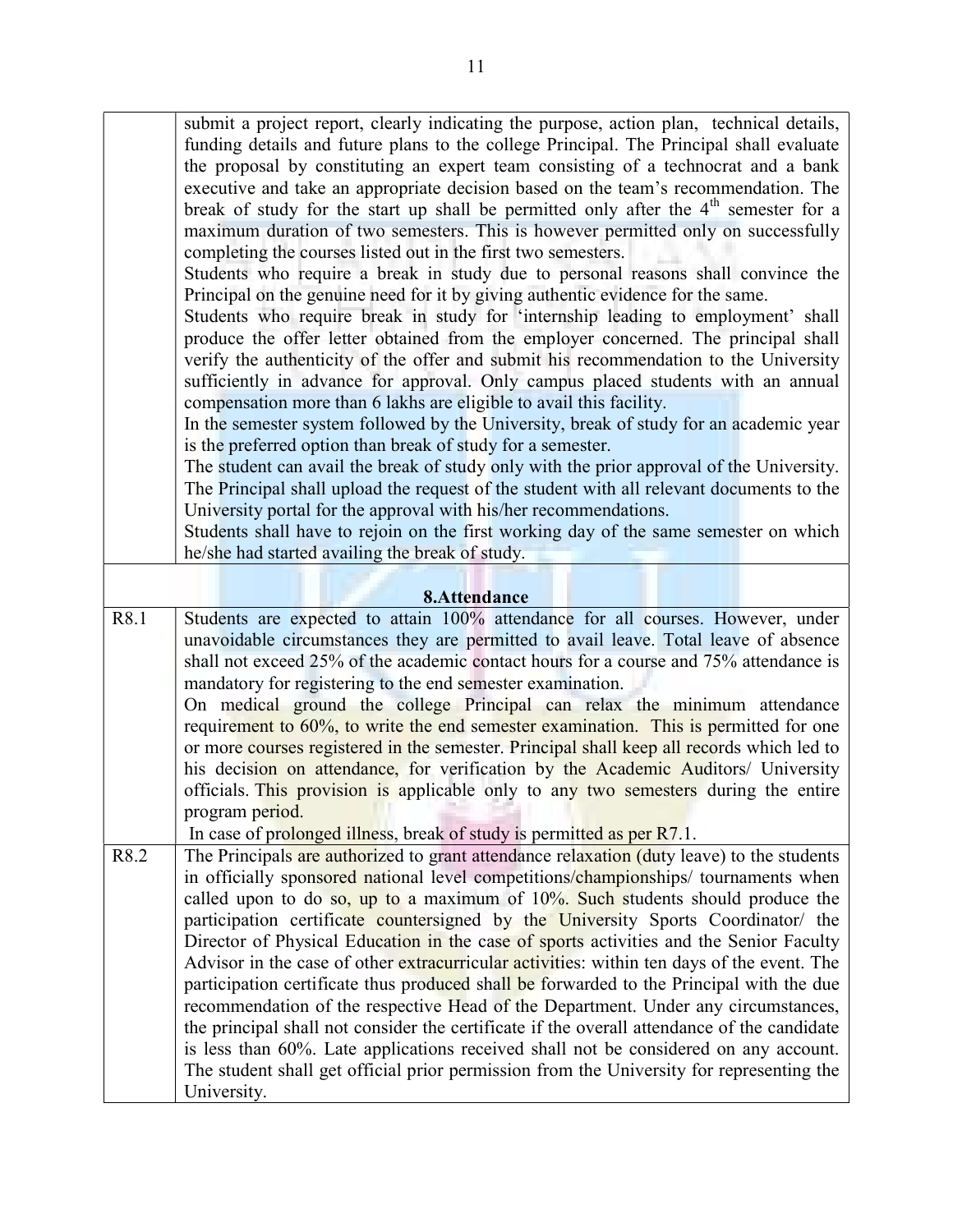|  |  |
|---|---|
|  | submit a project report, clearly indicating the purpose, action plan, technical details, funding details and future plans to the college Principal. The Principal shall evaluate the proposal by constituting an expert team consisting of a technocrat and a bank executive and take an appropriate decision based on the team's recommendation. The break of study for the start up shall be permitted only after the 4th semester for a maximum duration of two semesters. This is however permitted only on successfully completing the courses listed out in the first two semesters.<br>Students who require a break in study due to personal reasons shall convince the Principal on the genuine need for it by giving authentic evidence for the same.<br>Students who require break in study for 'internship leading to employment' shall produce the offer letter obtained from the employer concerned. The principal shall verify the authenticity of the offer and submit his recommendation to the University sufficiently in advance for approval. Only campus placed students with an annual compensation more than 6 lakhs are eligible to avail this facility.<br>In the semester system followed by the University, break of study for an academic year is the preferred option than break of study for a semester.<br>The student can avail the break of study only with the prior approval of the University. The Principal shall upload the request of the student with all relevant documents to the University portal for the approval with his/her recommendations.<br>Students shall have to rejoin on the first working day of the same semester on which he/she had started availing the break of study. |
|  | **8.Attendance** |
| R8.1 | Students are expected to attain 100% attendance for all courses. However, under unavoidable circumstances they are permitted to avail leave. Total leave of absence shall not exceed 25% of the academic contact hours for a course and 75% attendance is mandatory for registering to the end semester examination.<br>On medical ground the college Principal can relax the minimum attendance requirement to 60%, to write the end semester examination. This is permitted for one or more courses registered in the semester. Principal shall keep all records which led to his decision on attendance, for verification by the Academic Auditors/ University officials. This provision is applicable only to any two semesters during the entire program period.<br>In case of prolonged illness, break of study is permitted as per R7.1. |
| R8.2 | The Principals are authorized to grant attendance relaxation (duty leave) to the students in officially sponsored national level competitions/championships/ tournaments when called upon to do so, up to a maximum of 10%. Such students should produce the participation certificate countersigned by the University Sports Coordinator/ the Director of Physical Education in the case of sports activities and the Senior Faculty Advisor in the case of other extracurricular activities: within ten days of the event. The participation certificate thus produced shall be forwarded to the Principal with the due recommendation of the respective Head of the Department. Under any circumstances, the principal shall not consider the certificate if the overall attendance of the candidate is less than 60%. Late applications received shall not be considered on any account. The student shall get official prior permission from the University for representing the University. |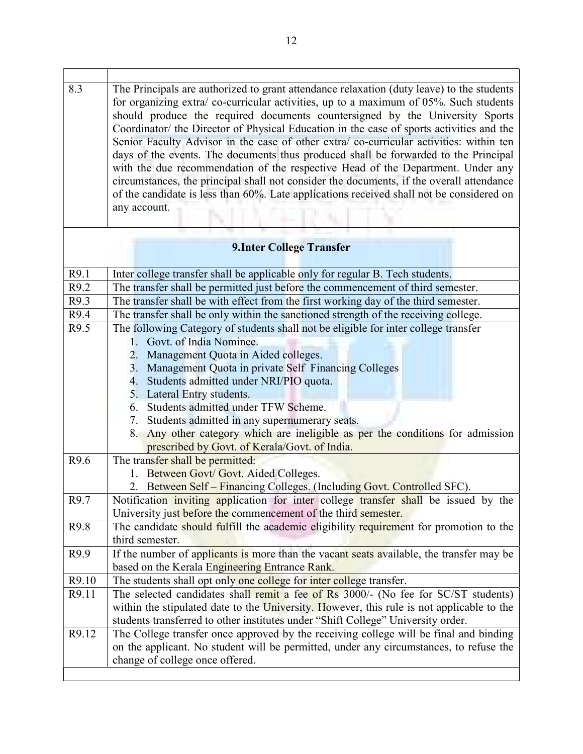| | |
|---|---|
| 8.3 | The Principals are authorized to grant attendance relaxation (duty leave) to the students for organizing extra/ co-curricular activities, up to a maximum of 05%. Such students should produce the required documents countersigned by the University Sports Coordinator/ the Director of Physical Education in the case of sports activities and the Senior Faculty Advisor in the case of other extra/ co-curricular activities: within ten days of the events. The documents thus produced shall be forwarded to the Principal with the due recommendation of the respective Head of the Department. Under any circumstances, the principal shall not consider the documents, if the overall attendance of the candidate is less than 60%. Late applications received shall not be considered on any account. |

## 9.Inter College Transfer

| | |
|---|---|
| R9.1 | Inter college transfer shall be applicable only for regular B. Tech students. |
| R9.2 | The transfer shall be permitted just before the commencement of third semester. |
| R9.3 | The transfer shall be with effect from the first working day of the third semester. |
| R9.4 | The transfer shall be only within the sanctioned strength of the receiving college. |
| R9.5 | The following Category of students shall not be eligible for inter college transfer<br>1. Govt. of India Nominee.<br>2. Management Quota in Aided colleges.<br>3. Management Quota in private Self Financing Colleges<br>4. Students admitted under NRI/PIO quota.<br>5. Lateral Entry students.<br>6. Students admitted under TFW Scheme.<br>7. Students admitted in any supernumerary seats.<br>8. Any other category which are ineligible as per the conditions for admission prescribed by Govt. of Kerala/Govt. of India. |
| R9.6 | The transfer shall be permitted:<br>1. Between Govt/ Govt. Aided Colleges.<br>2. Between Self – Financing Colleges. (Including Govt. Controlled SFC). |
| R9.7 | Notification inviting application for inter college transfer shall be issued by the University just before the commencement of the third semester. |
| R9.8 | The candidate should fulfill the academic eligibility requirement for promotion to the third semester. |
| R9.9 | If the number of applicants is more than the vacant seats available, the transfer may be based on the Kerala Engineering Entrance Rank. |
| R9.10 | The students shall opt only one college for inter college transfer. |
| R9.11 | The selected candidates shall remit a fee of Rs 3000/- (No fee for SC/ST students) within the stipulated date to the University. However, this rule is not applicable to the students transferred to other institutes under "Shift College" University order. |
| R9.12 | The College transfer once approved by the receiving college will be final and binding on the applicant. No student will be permitted, under any circumstances, to refuse the change of college once offered. |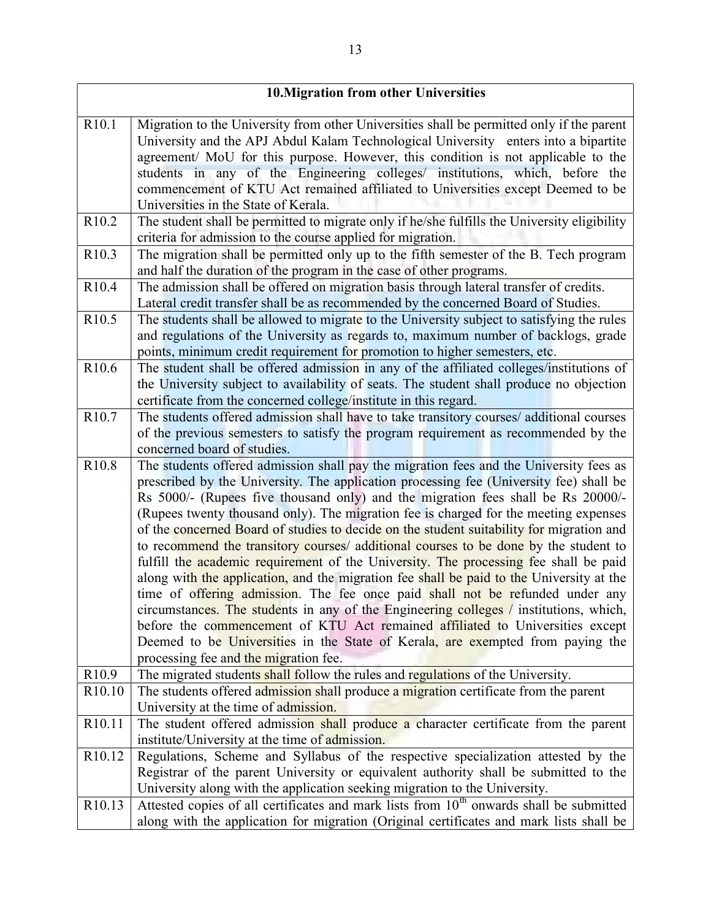| | 10.Migration from other Universities |
|---|---|
| R10.1 | Migration to the University from other Universities shall be permitted only if the parent University and the APJ Abdul Kalam Technological University enters into a bipartite agreement/ MoU for this purpose. However, this condition is not applicable to the students in any of the Engineering colleges/ institutions, which, before the commencement of KTU Act remained affiliated to Universities except Deemed to be Universities in the State of Kerala. |
| R10.2 | The student shall be permitted to migrate only if he/she fulfills the University eligibility criteria for admission to the course applied for migration. |
| R10.3 | The migration shall be permitted only up to the fifth semester of the B. Tech program and half the duration of the program in the case of other programs. |
| R10.4 | The admission shall be offered on migration basis through lateral transfer of credits. Lateral credit transfer shall be as recommended by the concerned Board of Studies. |
| R10.5 | The students shall be allowed to migrate to the University subject to satisfying the rules and regulations of the University as regards to, maximum number of backlogs, grade points, minimum credit requirement for promotion to higher semesters, etc. |
| R10.6 | The student shall be offered admission in any of the affiliated colleges/institutions of the University subject to availability of seats. The student shall produce no objection certificate from the concerned college/institute in this regard. |
| R10.7 | The students offered admission shall have to take transitory courses/ additional courses of the previous semesters to satisfy the program requirement as recommended by the concerned board of studies. |
| R10.8 | The students offered admission shall pay the migration fees and the University fees as prescribed by the University. The application processing fee (University fee) shall be Rs 5000/- (Rupees five thousand only) and the migration fees shall be Rs 20000/- (Rupees twenty thousand only). The migration fee is charged for the meeting expenses of the concerned Board of studies to decide on the student suitability for migration and to recommend the transitory courses/ additional courses to be done by the student to fulfill the academic requirement of the University. The processing fee shall be paid along with the application, and the migration fee shall be paid to the University at the time of offering admission. The fee once paid shall not be refunded under any circumstances. The students in any of the Engineering colleges / institutions, which, before the commencement of KTU Act remained affiliated to Universities except Deemed to be Universities in the State of Kerala, are exempted from paying the processing fee and the migration fee. |
| R10.9 | The migrated students shall follow the rules and regulations of the University. |
| R10.10 | The students offered admission shall produce a migration certificate from the parent University at the time of admission. |
| R10.11 | The student offered admission shall produce a character certificate from the parent institute/University at the time of admission. |
| R10.12 | Regulations, Scheme and Syllabus of the respective specialization attested by the Registrar of the parent University or equivalent authority shall be submitted to the University along with the application seeking migration to the University. |
| R10.13 | Attested copies of all certificates and mark lists from 10th onwards shall be submitted along with the application for migration (Original certificates and mark lists shall be |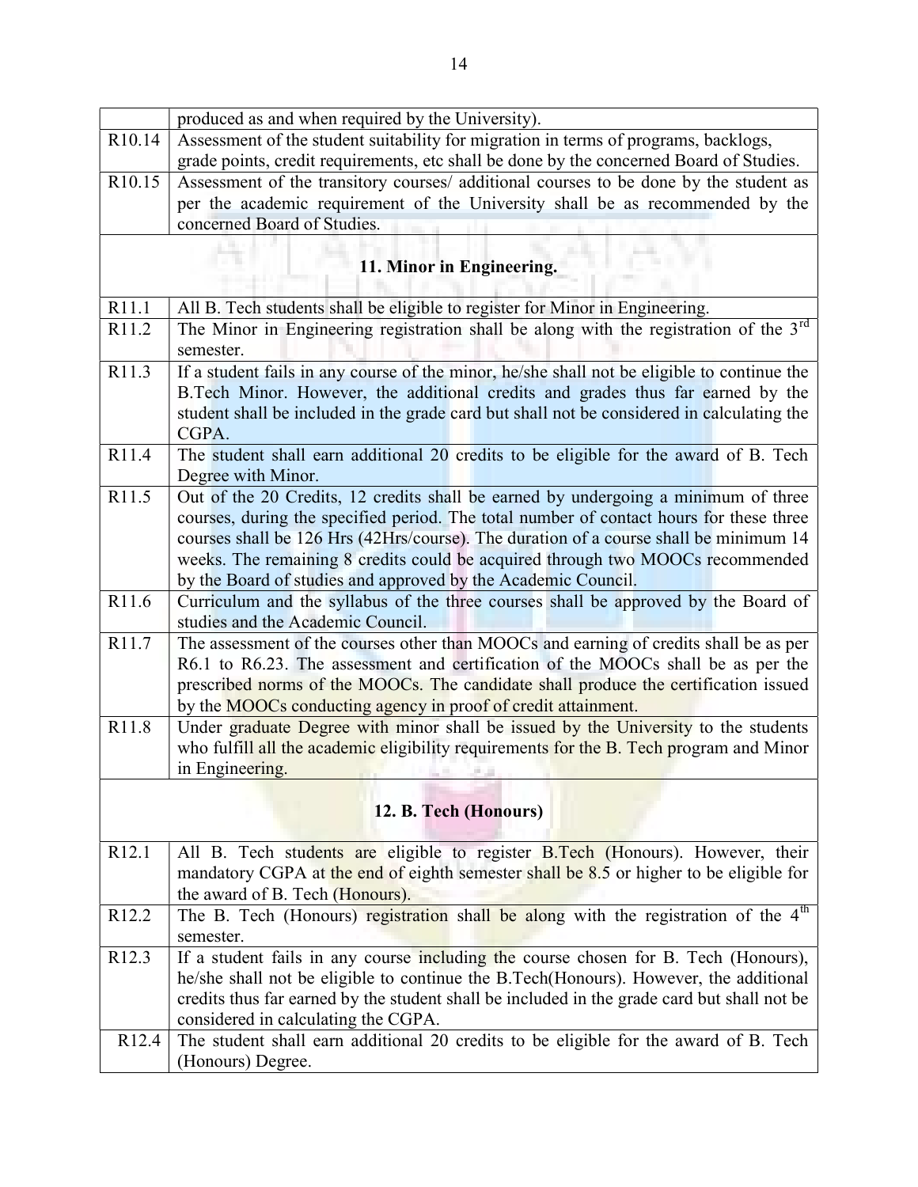| | |
|---|---|
| | produced as and when required by the University). |
| R10.14 | Assessment of the student suitability for migration in terms of programs, backlogs, grade points, credit requirements, etc shall be done by the concerned Board of Studies. |
| R10.15 | Assessment of the transitory courses/ additional courses to be done by the student as per the academic requirement of the University shall be as recommended by the concerned Board of Studies. |
| | **11. Minor in Engineering.** |
| R11.1 | All B. Tech students shall be eligible to register for Minor in Engineering. |
| R11.2 | The Minor in Engineering registration shall be along with the registration of the 3rd semester. |
| R11.3 | If a student fails in any course of the minor, he/she shall not be eligible to continue the B.Tech Minor. However, the additional credits and grades thus far earned by the student shall be included in the grade card but shall not be considered in calculating the CGPA. |
| R11.4 | The student shall earn additional 20 credits to be eligible for the award of B. Tech Degree with Minor. |
| R11.5 | Out of the 20 Credits, 12 credits shall be earned by undergoing a minimum of three courses, during the specified period. The total number of contact hours for these three courses shall be 126 Hrs (42Hrs/course). The duration of a course shall be minimum 14 weeks. The remaining 8 credits could be acquired through two MOOCs recommended by the Board of studies and approved by the Academic Council. |
| R11.6 | Curriculum and the syllabus of the three courses shall be approved by the Board of studies and the Academic Council. |
| R11.7 | The assessment of the courses other than MOOCs and earning of credits shall be as per R6.1 to R6.23. The assessment and certification of the MOOCs shall be as per the prescribed norms of the MOOCs. The candidate shall produce the certification issued by the MOOCs conducting agency in proof of credit attainment. |
| R11.8 | Under graduate Degree with minor shall be issued by the University to the students who fulfill all the academic eligibility requirements for the B. Tech program and Minor in Engineering. |
| | **12. B. Tech (Honours)** |
| R12.1 | All B. Tech students are eligible to register B.Tech (Honours). However, their mandatory CGPA at the end of eighth semester shall be 8.5 or higher to be eligible for the award of B. Tech (Honours). |
| R12.2 | The B. Tech (Honours) registration shall be along with the registration of the 4th semester. |
| R12.3 | If a student fails in any course including the course chosen for B. Tech (Honours), he/she shall not be eligible to continue the B.Tech(Honours). However, the additional credits thus far earned by the student shall be included in the grade card but shall not be considered in calculating the CGPA. |
| R12.4 | The student shall earn additional 20 credits to be eligible for the award of B. Tech (Honours) Degree. |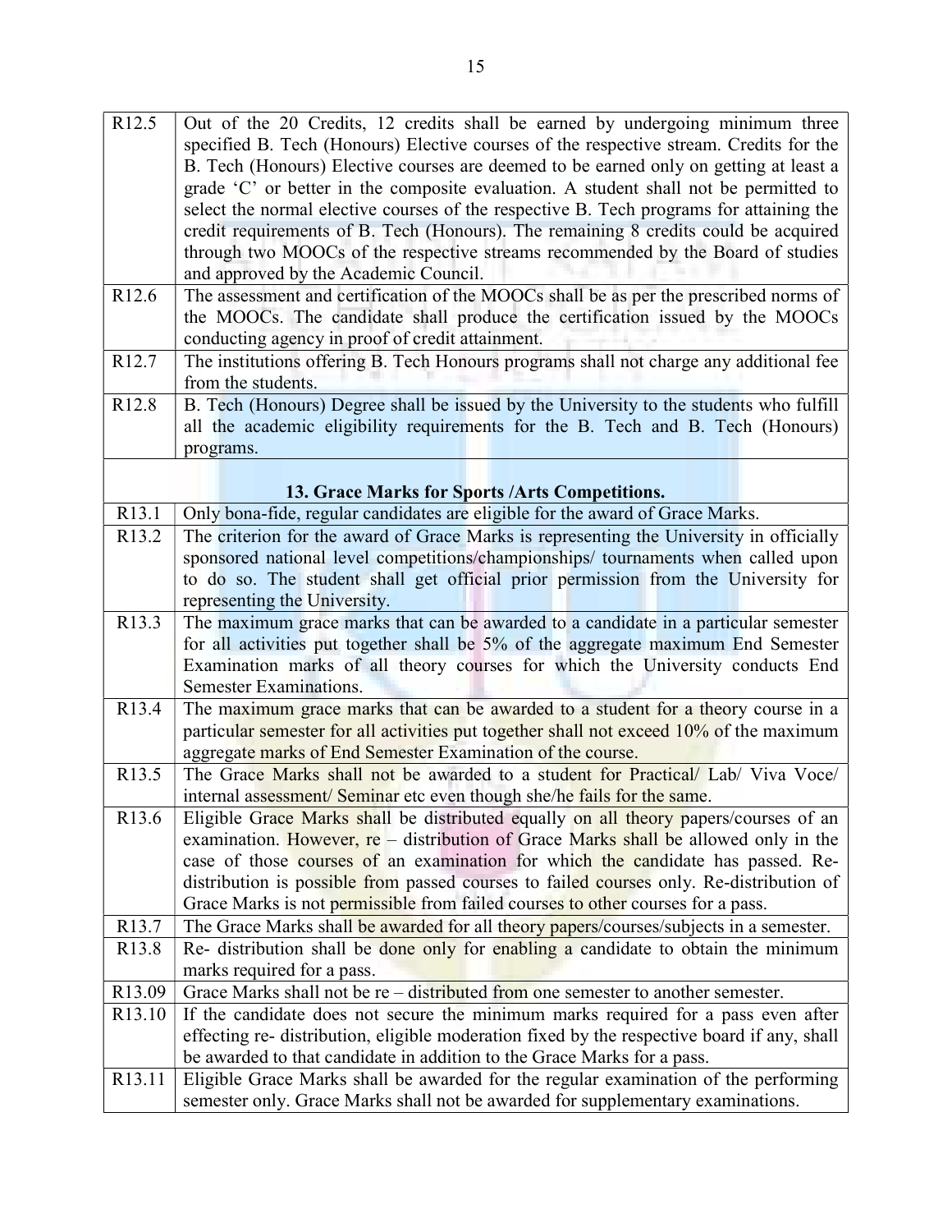| | |
|---|---|
| R12.5 | Out of the 20 Credits, 12 credits shall be earned by undergoing minimum three specified B. Tech (Honours) Elective courses of the respective stream. Credits for the B. Tech (Honours) Elective courses are deemed to be earned only on getting at least a grade 'C' or better in the composite evaluation. A student shall not be permitted to select the normal elective courses of the respective B. Tech programs for attaining the credit requirements of B. Tech (Honours). The remaining 8 credits could be acquired through two MOOCs of the respective streams recommended by the Board of studies and approved by the Academic Council. |
| R12.6 | The assessment and certification of the MOOCs shall be as per the prescribed norms of the MOOCs. The candidate shall produce the certification issued by the MOOCs conducting agency in proof of credit attainment. |
| R12.7 | The institutions offering B. Tech Honours programs shall not charge any additional fee from the students. |
| R12.8 | B. Tech (Honours) Degree shall be issued by the University to the students who fulfill all the academic eligibility requirements for the B. Tech and B. Tech (Honours) programs. |
| | **13. Grace Marks for Sports /Arts Competitions.** |
| R13.1 | Only bona-fide, regular candidates are eligible for the award of Grace Marks. |
| R13.2 | The criterion for the award of Grace Marks is representing the University in officially sponsored national level competitions/championships/ tournaments when called upon to do so. The student shall get official prior permission from the University for representing the University. |
| R13.3 | The maximum grace marks that can be awarded to a candidate in a particular semester for all activities put together shall be 5% of the aggregate maximum End Semester Examination marks of all theory courses for which the University conducts End Semester Examinations. |
| R13.4 | The maximum grace marks that can be awarded to a student for a theory course in a particular semester for all activities put together shall not exceed 10% of the maximum aggregate marks of End Semester Examination of the course. |
| R13.5 | The Grace Marks shall not be awarded to a student for Practical/ Lab/ Viva Voce/ internal assessment/ Seminar etc even though she/he fails for the same. |
| R13.6 | Eligible Grace Marks shall be distributed equally on all theory papers/courses of an examination. However, re – distribution of Grace Marks shall be allowed only in the case of those courses of an examination for which the candidate has passed. Re-distribution is possible from passed courses to failed courses only. Re-distribution of Grace Marks is not permissible from failed courses to other courses for a pass. |
| R13.7 | The Grace Marks shall be awarded for all theory papers/courses/subjects in a semester. |
| R13.8 | Re- distribution shall be done only for enabling a candidate to obtain the minimum marks required for a pass. |
| R13.09 | Grace Marks shall not be re – distributed from one semester to another semester. |
| R13.10 | If the candidate does not secure the minimum marks required for a pass even after effecting re- distribution, eligible moderation fixed by the respective board if any, shall be awarded to that candidate in addition to the Grace Marks for a pass. |
| R13.11 | Eligible Grace Marks shall be awarded for the regular examination of the performing semester only. Grace Marks shall not be awarded for supplementary examinations. |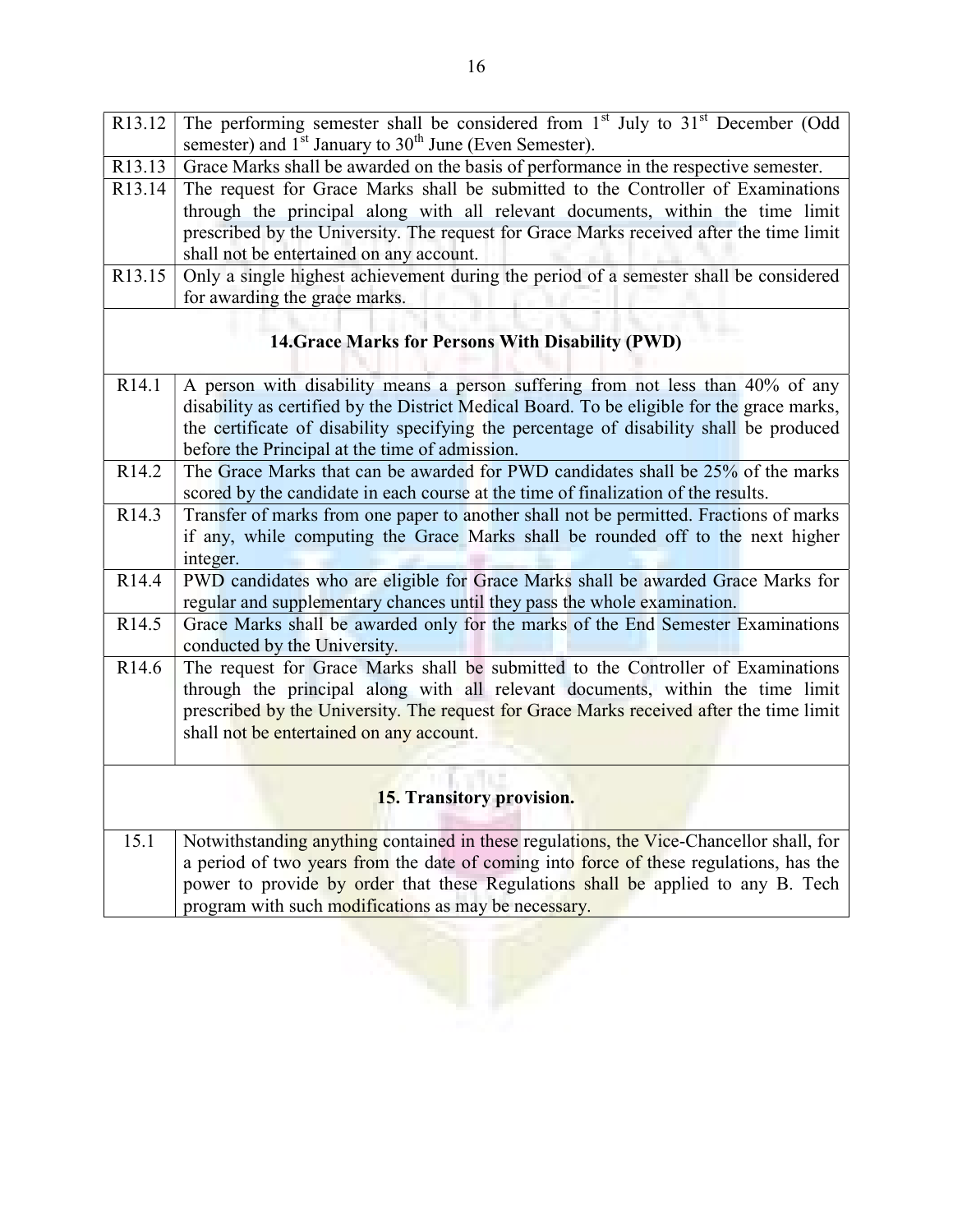| | |
|---|---|
| R13.12 | The performing semester shall be considered from 1st July to 31st December (Odd semester) and 1st January to 30th June (Even Semester). |
| R13.13 | Grace Marks shall be awarded on the basis of performance in the respective semester. |
| R13.14 | The request for Grace Marks shall be submitted to the Controller of Examinations through the principal along with all relevant documents, within the time limit prescribed by the University. The request for Grace Marks received after the time limit shall not be entertained on any account. |
| R13.15 | Only a single highest achievement during the period of a semester shall be considered for awarding the grace marks. |

## 14.Grace Marks for Persons With Disability (PWD)

| | |
|---|---|
| R14.1 | A person with disability means a person suffering from not less than 40% of any disability as certified by the District Medical Board. To be eligible for the grace marks, the certificate of disability specifying the percentage of disability shall be produced before the Principal at the time of admission. |
| R14.2 | The Grace Marks that can be awarded for PWD candidates shall be 25% of the marks scored by the candidate in each course at the time of finalization of the results. |
| R14.3 | Transfer of marks from one paper to another shall not be permitted. Fractions of marks if any, while computing the Grace Marks shall be rounded off to the next higher integer. |
| R14.4 | PWD candidates who are eligible for Grace Marks shall be awarded Grace Marks for regular and supplementary chances until they pass the whole examination. |
| R14.5 | Grace Marks shall be awarded only for the marks of the End Semester Examinations conducted by the University. |
| R14.6 | The request for Grace Marks shall be submitted to the Controller of Examinations through the principal along with all relevant documents, within the time limit prescribed by the University. The request for Grace Marks received after the time limit shall not be entertained on any account. |

## 15. Transitory provision.

| | |
|---|---|
| 15.1 | Notwithstanding anything contained in these regulations, the Vice-Chancellor shall, for a period of two years from the date of coming into force of these regulations, has the power to provide by order that these Regulations shall be applied to any B. Tech program with such modifications as may be necessary. |